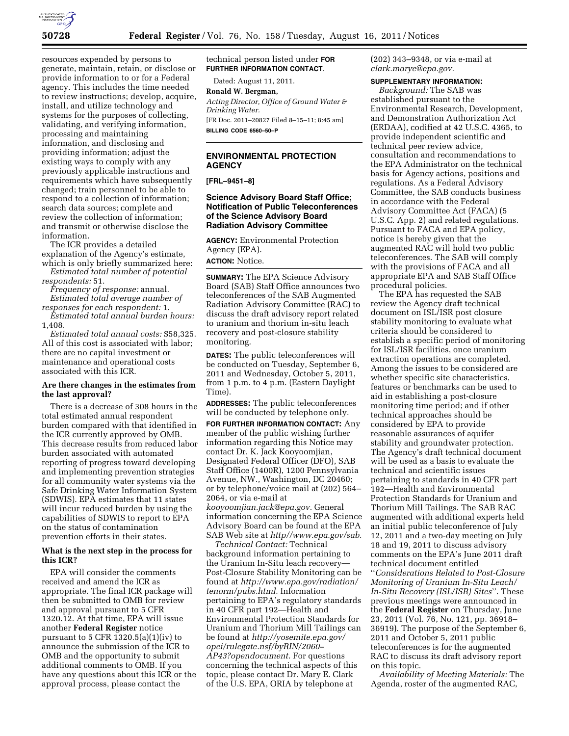resources expended by persons to generate, maintain, retain, or disclose or provide information to or for a Federal agency. This includes the time needed to review instructions; develop, acquire, install, and utilize technology and systems for the purposes of collecting, validating, and verifying information, processing and maintaining information, and disclosing and providing information; adjust the existing ways to comply with any previously applicable instructions and requirements which have subsequently changed; train personnel to be able to respond to a collection of information; search data sources; complete and review the collection of information; and transmit or otherwise disclose the information.

The ICR provides a detailed explanation of the Agency's estimate, which is only briefly summarized here:

*Estimated total number of potential respondents:* 51.

*Frequency of response:* annual.

*Estimated total average number of responses for each respondent:* 1.

*Estimated total annual burden hours:* 1,408.

*Estimated total annual costs:* $58,325. All of this cost is associated with labor; there are no capital investment or maintenance and operational costs associated with this ICR.

### Are there changes in the estimates from the last approval?

There is a decrease of 308 hours in the total estimated annual respondent burden compared with that identified in the ICR currently approved by OMB. This decrease results from reduced labor burden associated with automated reporting of progress toward developing and implementing prevention strategies for all community water systems via the Safe Drinking Water Information System (SDWIS). EPA estimates that 11 states will incur reduced burden by using the capabilities of SDWIS to report to EPA on the status of contamination prevention efforts in their states.

### What is the next step in the process for this ICR?

EPA will consider the comments received and amend the ICR as appropriate. The final ICR package will then be submitted to OMB for review and approval pursuant to 5 CFR 1320.12. At that time, EPA will issue another **Federal Register** notice pursuant to 5 CFR 1320.5(a)(1)(iv) to announce the submission of the ICR to OMB and the opportunity to submit additional comments to OMB. If you have any questions about this ICR or the approval process, please contact the technical person listed under **FOR FURTHER INFORMATION CONTACT**.

Dated: August 11, 2011.

**Ronald W. Bergman,**

*Acting Director, Office of Ground Water & Drinking Water.*

[FR Doc. 2011–20827 Filed 8–15–11; 8:45 am]

**BILLING CODE 6560–50–P**

---

## ENVIRONMENTAL PROTECTION AGENCY

**[FRL–9451–8]**

### Science Advisory Board Staff Office; Notification of Public Teleconferences of the Science Advisory Board Radiation Advisory Committee

**AGENCY:** Environmental Protection Agency (EPA).

**ACTION:** Notice.

**SUMMARY:** The EPA Science Advisory Board (SAB) Staff Office announces two teleconferences of the SAB Augmented Radiation Advisory Committee (RAC) to discuss the draft advisory report related to uranium and thorium in-situ leach recovery and post-closure stability monitoring.

**DATES:** The public teleconferences will be conducted on Tuesday, September 6, 2011 and Wednesday, October 5, 2011, from 1 p.m. to 4 p.m. (Eastern Daylight Time).

**ADDRESSES:** The public teleconferences will be conducted by telephone only.

**FOR FURTHER INFORMATION CONTACT:** Any member of the public wishing further information regarding this Notice may contact Dr. K. Jack Kooyoomjian, Designated Federal Officer (DFO), SAB Staff Office (1400R), 1200 Pennsylvania Avenue, NW., Washington, DC 20460; or by telephone/voice mail at (202) 564–2064, or via e-mail at *kooyoomjian.jack@epa.gov.* General information concerning the EPA Science Advisory Board can be found at the EPA SAB Web site at *http//www.epa.gov/sab.*

*Technical Contact:* Technical background information pertaining to the Uranium In-Situ leach recovery—Post-Closure Stability Monitoring can be found at *http://www.epa.gov/radiation/tenorm/pubs.html.* Information pertaining to EPA's regulatory standards in 40 CFR part 192—Health and Environmental Protection Standards for Uranium and Thorium Mill Tailings can be found at *http://yosemite.epa.gov/opei/rulegate.nsf/byRIN/2060–AP43?opendocument.* For questions concerning the technical aspects of this topic, please contact Dr. Mary E. Clark of the U.S. EPA, ORIA by telephone at (202) 343–9348, or via e-mail at *clark.marye@epa.gov.*

**SUPPLEMENTARY INFORMATION:**

*Background:* The SAB was established pursuant to the Environmental Research, Development, and Demonstration Authorization Act (ERDAA), codified at 42 U.S.C. 4365, to provide independent scientific and technical peer review advice, consultation and recommendations to the EPA Administrator on the technical basis for Agency actions, positions and regulations. As a Federal Advisory Committee, the SAB conducts business in accordance with the Federal Advisory Committee Act (FACA) (5 U.S.C. App. 2) and related regulations. Pursuant to FACA and EPA policy, notice is hereby given that the augmented RAC will hold two public teleconferences. The SAB will comply with the provisions of FACA and all appropriate EPA and SAB Staff Office procedural policies.

The EPA has requested the SAB review the Agency draft technical document on ISL/ISR post closure stability monitoring to evaluate what criteria should be considered to establish a specific period of monitoring for ISL/ISR facilities, once uranium extraction operations are completed. Among the issues to be considered are whether specific site characteristics, features or benchmarks can be used to aid in establishing a post-closure monitoring time period; and if other technical approaches should be considered by EPA to provide reasonable assurances of aquifer stability and groundwater protection. The Agency's draft technical document will be used as a basis to evaluate the technical and scientific issues pertaining to standards in 40 CFR part 192—Health and Environmental Protection Standards for Uranium and Thorium Mill Tailings. The SAB RAC augmented with additional experts held an initial public teleconference of July 12, 2011 and a two-day meeting on July 18 and 19, 2011 to discuss advisory comments on the EPA's June 2011 draft technical document entitled "*Considerations Related to Post-Closure Monitoring of Uranium In-Situ Leach/In-Situ Recovery (ISL/ISR) Sites*". These previous meetings were announced in the **Federal Register** on Thursday, June 23, 2011 (Vol. 76, No. 121, pp. 36918–36919). The purpose of the September 6, 2011 and October 5, 2011 public teleconferences is for the augmented RAC to discuss its draft advisory report on this topic.

*Availability of Meeting Materials:* The Agenda, roster of the augmented RAC,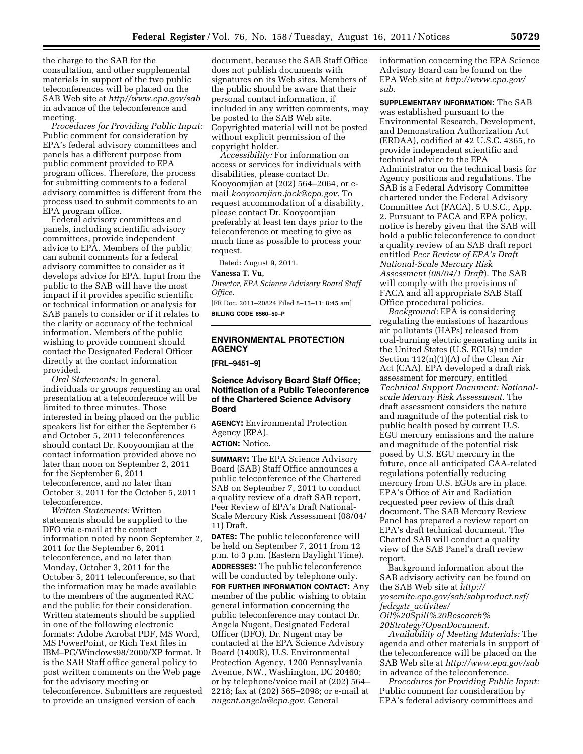the charge to the SAB for the consultation, and other supplemental materials in support of the two public teleconferences will be placed on the SAB Web site at *http//www.epa.gov/sab* in advance of the teleconference and meeting.

*Procedures for Providing Public Input:* Public comment for consideration by EPA's federal advisory committees and panels has a different purpose from public comment provided to EPA program offices. Therefore, the process for submitting comments to a federal advisory committee is different from the process used to submit comments to an EPA program office.

Federal advisory committees and panels, including scientific advisory committees, provide independent advice to EPA. Members of the public can submit comments for a federal advisory committee to consider as it develops advice for EPA. Input from the public to the SAB will have the most impact if it provides specific scientific or technical information or analysis for SAB panels to consider or if it relates to the clarity or accuracy of the technical information. Members of the public wishing to provide comment should contact the Designated Federal Officer directly at the contact information provided.

*Oral Statements:* In general, individuals or groups requesting an oral presentation at a teleconference will be limited to three minutes. Those interested in being placed on the public speakers list for either the September 6 and October 5, 2011 teleconferences should contact Dr. Kooyoomjian at the contact information provided above no later than noon on September 2, 2011 for the September 6, 2011 teleconference, and no later than October 3, 2011 for the October 5, 2011 teleconference.

*Written Statements:* Written statements should be supplied to the DFO via e-mail at the contact information noted by noon September 2, 2011 for the September 6, 2011 teleconference, and no later than Monday, October 3, 2011 for the October 5, 2011 teleconference, so that the information may be made available to the members of the augmented RAC and the public for their consideration. Written statements should be supplied in one of the following electronic formats: Adobe Acrobat PDF, MS Word, MS PowerPoint, or Rich Text files in IBM–PC/Windows98/2000/XP format. It is the SAB Staff office general policy to post written comments on the Web page for the advisory meeting or teleconference. Submitters are requested to provide an unsigned version of each document, because the SAB Staff Office does not publish documents with signatures on its Web sites. Members of the public should be aware that their personal contact information, if included in any written comments, may be posted to the SAB Web site. Copyrighted material will not be posted without explicit permission of the copyright holder.

*Accessibility:* For information on access or services for individuals with disabilities, please contact Dr. Kooyoomjian at (202) 564–2064, or e-mail *kooyoomjian.jack@epa.gov.* To request accommodation of a disability, please contact Dr. Kooyoomjian preferably at least ten days prior to the teleconference or meeting to give as much time as possible to process your request.

Dated: August 9, 2011.

**Vanessa T. Vu,**

*Director, EPA Science Advisory Board Staff Office.*

[FR Doc. 2011–20824 Filed 8–15–11; 8:45 am]

**BILLING CODE 6560–50–P**

## ENVIRONMENTAL PROTECTION AGENCY

**[FRL–9451–9]**

## Science Advisory Board Staff Office; Notification of a Public Teleconference of the Chartered Science Advisory Board

**AGENCY:** Environmental Protection Agency (EPA).

**ACTION:** Notice.

**SUMMARY:** The EPA Science Advisory Board (SAB) Staff Office announces a public teleconference of the Chartered SAB on September 7, 2011 to conduct a quality review of a draft SAB report, Peer Review of EPA's Draft National-Scale Mercury Risk Assessment (08/04/11) Draft.

**DATES:** The public teleconference will be held on September 7, 2011 from 12 p.m. to 3 p.m. (Eastern Daylight Time).

**ADDRESSES:** The public teleconference will be conducted by telephone only.

**FOR FURTHER INFORMATION CONTACT:** Any member of the public wishing to obtain general information concerning the public teleconference may contact Dr. Angela Nugent, Designated Federal Officer (DFO). Dr. Nugent may be contacted at the EPA Science Advisory Board (1400R), U.S. Environmental Protection Agency, 1200 Pennsylvania Avenue, NW., Washington, DC 20460; or by telephone/voice mail at (202) 564–2218; fax at (202) 565–2098; or e-mail at *nugent.angela@epa.gov.* General information concerning the EPA Science Advisory Board can be found on the EPA Web site at *http://www.epa.gov/sab.*

**SUPPLEMENTARY INFORMATION:** The SAB was established pursuant to the Environmental Research, Development, and Demonstration Authorization Act (ERDAA), codified at 42 U.S.C. 4365, to provide independent scientific and technical advice to the EPA Administrator on the technical basis for Agency positions and regulations. The SAB is a Federal Advisory Committee chartered under the Federal Advisory Committee Act (FACA), 5 U.S.C., App. 2. Pursuant to FACA and EPA policy, notice is hereby given that the SAB will hold a public teleconference to conduct a quality review of an SAB draft report entitled *Peer Review of EPA's Draft National-Scale Mercury Risk Assessment (08/04/1 Draft*). The SAB will comply with the provisions of FACA and all appropriate SAB Staff Office procedural policies.

*Background:* EPA is considering regulating the emissions of hazardous air pollutants (HAPs) released from coal-burning electric generating units in the United States (U.S. EGUs) under Section 112(n)(1)(A) of the Clean Air Act (CAA). EPA developed a draft risk assessment for mercury, entitled *Technical Support Document: National-scale Mercury Risk Assessment.* The draft assessment considers the nature and magnitude of the potential risk to public health posed by current U.S. EGU mercury emissions and the nature and magnitude of the potential risk posed by U.S. EGU mercury in the future, once all anticipated CAA-related regulations potentially reducing mercury from U.S. EGUs are in place. EPA's Office of Air and Radiation requested peer review of this draft document. The SAB Mercury Review Panel has prepared a review report on EPA's draft technical document. The Charted SAB will conduct a quality view of the SAB Panel's draft review report.

Background information about the SAB advisory activity can be found on the SAB Web site at *http://yosemite.epa.gov/sab/sabproduct.nsf/fedrgstr_activites/Oil%20Spill%20Research%20Strategy?OpenDocument.*

*Availability of Meeting Materials:* The agenda and other materials in support of the teleconference will be placed on the SAB Web site at *http://www.epa.gov/sab* in advance of the teleconference.

*Procedures for Providing Public Input:* Public comment for consideration by EPA's federal advisory committees and